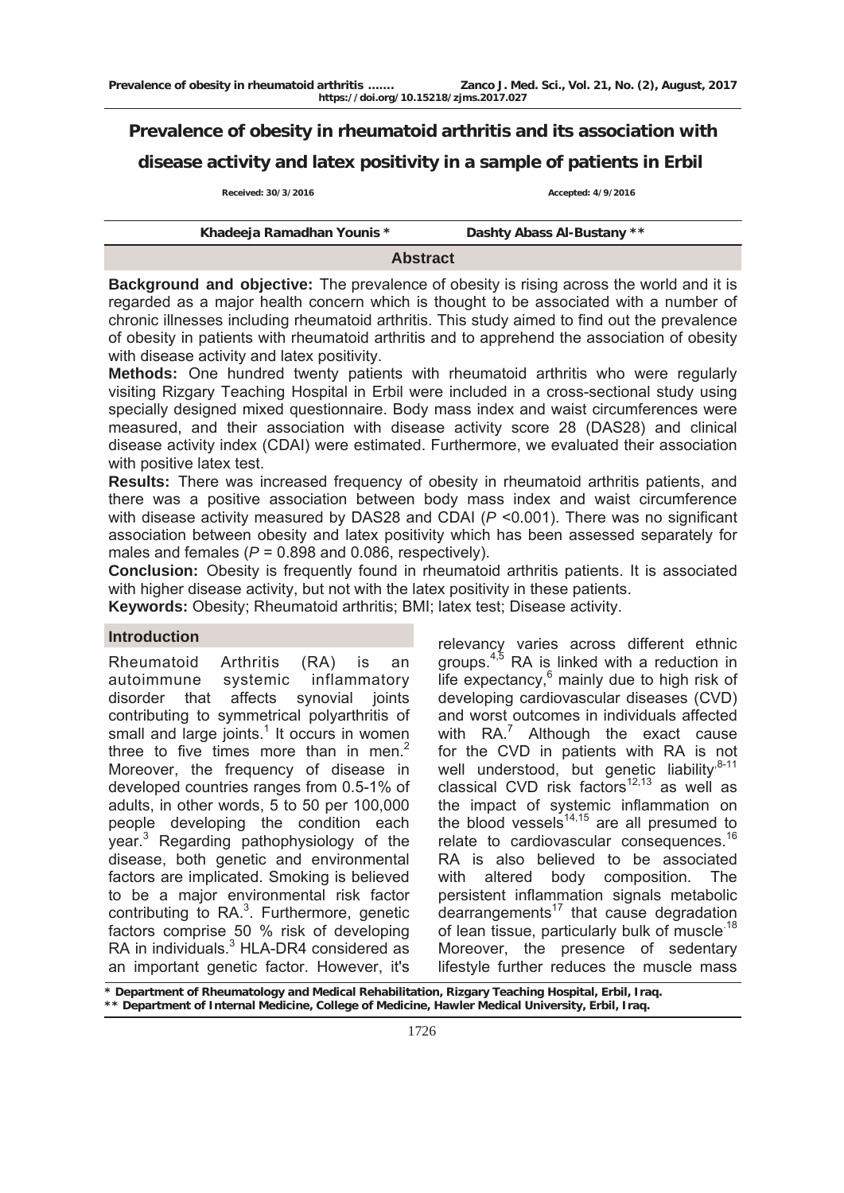# Prevalence of obesity in rheumatoid arthritis and its association with disease activity and latex positivity in a sample of patients in Erbil

Received: 30/3/2016 Accepted: 4/9/2016

Khadeeja Ramadhan Younis * Dashty Abass Al-Bustany **

## Abstract

**Background and objective:** The prevalence of obesity is rising across the world and it is regarded as a major health concern which is thought to be associated with a number of chronic illnesses including rheumatoid arthritis. This study aimed to find out the prevalence of obesity in patients with rheumatoid arthritis and to apprehend the association of obesity with disease activity and latex positivity.

**Methods:** One hundred twenty patients with rheumatoid arthritis who were regularly visiting Rizgary Teaching Hospital in Erbil were included in a cross-sectional study using specially designed mixed questionnaire. Body mass index and waist circumferences were measured, and their association with disease activity score 28 (DAS28) and clinical disease activity index (CDAI) were estimated. Furthermore, we evaluated their association with positive latex test.

**Results:** There was increased frequency of obesity in rheumatoid arthritis patients, and there was a positive association between body mass index and waist circumference with disease activity measured by DAS28 and CDAI ($P$ <0.001). There was no significant association between obesity and latex positivity which has been assessed separately for males and females ($P$ = 0.898 and 0.086, respectively).

**Conclusion:** Obesity is frequently found in rheumatoid arthritis patients. It is associated with higher disease activity, but not with the latex positivity in these patients.

**Keywords:** Obesity; Rheumatoid arthritis; BMI; latex test; Disease activity.

## Introduction

Rheumatoid Arthritis (RA) is an autoimmune systemic inflammatory disorder that affects synovial joints contributing to symmetrical polyarthritis of small and large joints.[1] It occurs in women three to five times more than in men.[2] Moreover, the frequency of disease in developed countries ranges from 0.5-1% of adults, in other words, 5 to 50 per 100,000 people developing the condition each year.[3] Regarding pathophysiology of the disease, both genetic and environmental factors are implicated. Smoking is believed to be a major environmental risk factor contributing to RA.[3]. Furthermore, genetic factors comprise 50 % risk of developing RA in individuals.[3] HLA-DR4 considered as an important genetic factor. However, it's relevancy varies across different ethnic groups.[4,5] RA is linked with a reduction in life expectancy,[6] mainly due to high risk of developing cardiovascular diseases (CVD) and worst outcomes in individuals affected with RA.[7] Although the exact cause for the CVD in patients with RA is not well understood, but genetic liability[8-11] classical CVD risk factors[12,13] as well as the impact of systemic inflammation on the blood vessels[14,15] are all presumed to relate to cardiovascular consequences.[16] RA is also believed to be associated with altered body composition. The persistent inflammation signals metabolic dearrangements[17] that cause degradation of lean tissue, particularly bulk of muscle[18] Moreover, the presence of sedentary lifestyle further reduces the muscle mass

\* Department of Rheumatology and Medical Rehabilitation, Rizgary Teaching Hospital, Erbil, Iraq.
\*\* Department of Internal Medicine, College of Medicine, Hawler Medical University, Erbil, Iraq.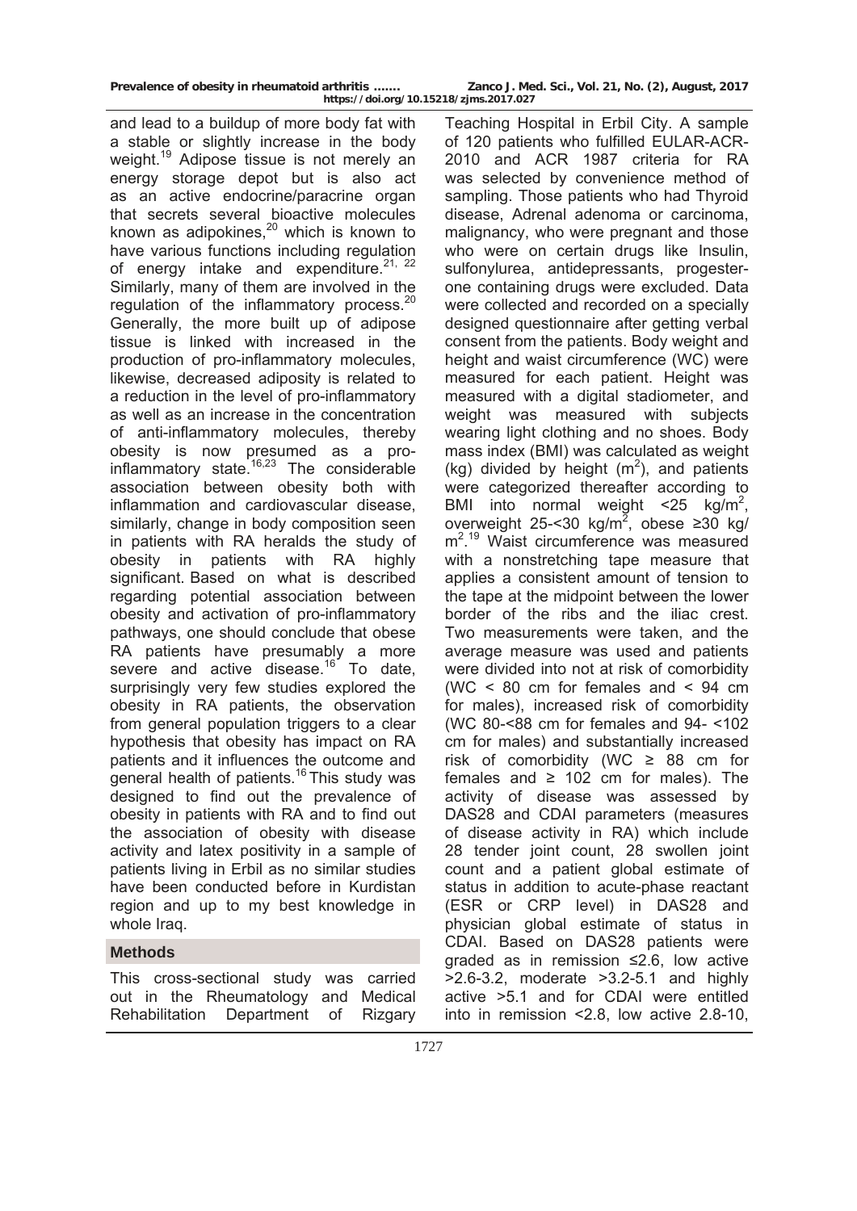and lead to a buildup of more body fat with a stable or slightly increase in the body weight.[19] Adipose tissue is not merely an energy storage depot but is also act as an active endocrine/paracrine organ that secrets several bioactive molecules known as adipokines,[20] which is known to have various functions including regulation of energy intake and expenditure.[21, 22] Similarly, many of them are involved in the regulation of the inflammatory process.[20] Generally, the more built up of adipose tissue is linked with increased in the production of pro-inflammatory molecules, likewise, decreased adiposity is related to a reduction in the level of pro-inflammatory as well as an increase in the concentration of anti-inflammatory molecules, thereby obesity is now presumed as a pro-inflammatory state.[16,23] The considerable association between obesity both with inflammation and cardiovascular disease, similarly, change in body composition seen in patients with RA heralds the study of obesity in patients with RA highly significant. Based on what is described regarding potential association between obesity and activation of pro-inflammatory pathways, one should conclude that obese RA patients have presumably a more severe and active disease.[16] To date, surprisingly very few studies explored the obesity in RA patients, the observation from general population triggers to a clear hypothesis that obesity has impact on RA patients and it influences the outcome and general health of patients.[16] This study was designed to find out the prevalence of obesity in patients with RA and to find out the association of obesity with disease activity and latex positivity in a sample of patients living in Erbil as no similar studies have been conducted before in Kurdistan region and up to my best knowledge in whole Iraq.

## Methods

This cross-sectional study was carried out in the Rheumatology and Medical Rehabilitation Department of Rizgary Teaching Hospital in Erbil City. A sample of 120 patients who fulfilled EULAR-ACR-2010 and ACR 1987 criteria for RA was selected by convenience method of sampling. Those patients who had Thyroid disease, Adrenal adenoma or carcinoma, malignancy, who were pregnant and those who were on certain drugs like Insulin, sulfonylurea, antidepressants, progesterone containing drugs were excluded. Data were collected and recorded on a specially designed questionnaire after getting verbal consent from the patients. Body weight and height and waist circumference (WC) were measured for each patient. Height was measured with a digital stadiometer, and weight was measured with subjects wearing light clothing and no shoes. Body mass index (BMI) was calculated as weight (kg) divided by height ($m^2$), and patients were categorized thereafter according to BMI into normal weight <25 kg/$m^2$, overweight 25-<30 kg/$m^2$, obese ≥30 kg/ $m^2$.[19] Waist circumference was measured with a nonstretching tape measure that applies a consistent amount of tension to the tape at the midpoint between the lower border of the ribs and the iliac crest. Two measurements were taken, and the average measure was used and patients were divided into not at risk of comorbidity (WC < 80 cm for females and < 94 cm for males), increased risk of comorbidity (WC 80-<88 cm for females and 94- <102 cm for males) and substantially increased risk of comorbidity (WC ≥ 88 cm for females and ≥ 102 cm for males). The activity of disease was assessed by DAS28 and CDAI parameters (measures of disease activity in RA) which include 28 tender joint count, 28 swollen joint count and a patient global estimate of status in addition to acute-phase reactant (ESR or CRP level) in DAS28 and physician global estimate of status in CDAI. Based on DAS28 patients were graded as in remission ≤2.6, low active >2.6-3.2, moderate >3.2-5.1 and highly active >5.1 and for CDAI were entitled into in remission <2.8, low active 2.8-10,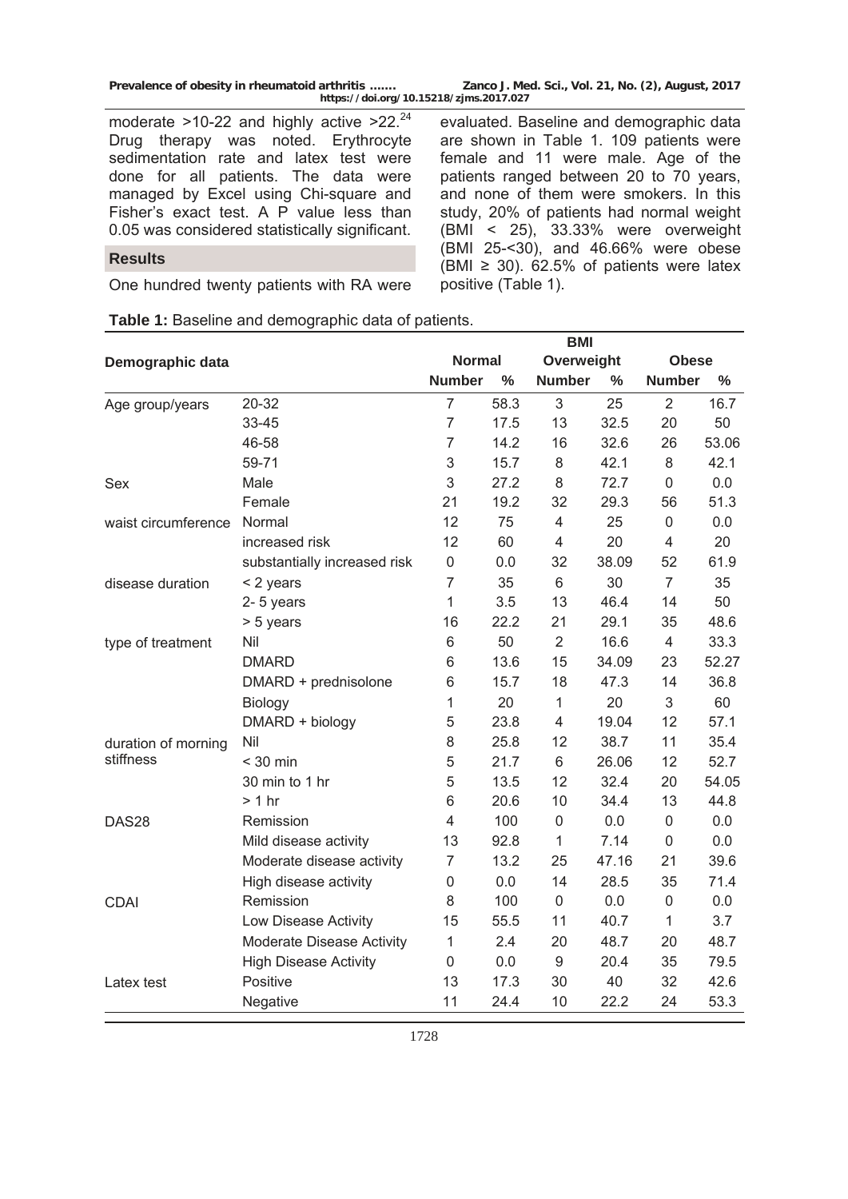moderate >10-22 and highly active >22.[24] Drug therapy was noted. Erythrocyte sedimentation rate and latex test were done for all patients. The data were managed by Excel using Chi-square and Fisher's exact test. A P value less than 0.05 was considered statistically significant.

## Results

One hundred twenty patients with RA were evaluated. Baseline and demographic data are shown in Table 1. 109 patients were female and 11 were male. Age of the patients ranged between 20 to 70 years, and none of them were smokers. In this study, 20% of patients had normal weight (BMI < 25), 33.33% were overweight (BMI 25-<30), and 46.66% were obese (BMI ≥ 30). 62.5% of patients were latex positive (Table 1).

**Table 1:** Baseline and demographic data of patients.

| Demographic data | | BMI | | | | | |
|---|---|---|---|---|---|---|---|
| | | Normal | | Overweight | | Obese | |
| | | Number | % | Number | % | Number | % |
| Age group/years | 20-32 | 7 | 58.3 | 3 | 25 | 2 | 16.7 |
| | 33-45 | 7 | 17.5 | 13 | 32.5 | 20 | 50 |
| | 46-58 | 7 | 14.2 | 16 | 32.6 | 26 | 53.06 |
| | 59-71 | 3 | 15.7 | 8 | 42.1 | 8 | 42.1 |
| Sex | Male | 3 | 27.2 | 8 | 72.7 | 0 | 0.0 |
| | Female | 21 | 19.2 | 32 | 29.3 | 56 | 51.3 |
| waist circumference | Normal | 12 | 75 | 4 | 25 | 0 | 0.0 |
| | increased risk | 12 | 60 | 4 | 20 | 4 | 20 |
| | substantially increased risk | 0 | 0.0 | 32 | 38.09 | 52 | 61.9 |
| disease duration | < 2 years | 7 | 35 | 6 | 30 | 7 | 35 |
| | 2- 5 years | 1 | 3.5 | 13 | 46.4 | 14 | 50 |
| | > 5 years | 16 | 22.2 | 21 | 29.1 | 35 | 48.6 |
| type of treatment | Nil | 6 | 50 | 2 | 16.6 | 4 | 33.3 |
| | DMARD | 6 | 13.6 | 15 | 34.09 | 23 | 52.27 |
| | DMARD + prednisolone | 6 | 15.7 | 18 | 47.3 | 14 | 36.8 |
| | Biology | 1 | 20 | 1 | 20 | 3 | 60 |
| | DMARD + biology | 5 | 23.8 | 4 | 19.04 | 12 | 57.1 |
| duration of morning stiffness | Nil | 8 | 25.8 | 12 | 38.7 | 11 | 35.4 |
| | < 30 min | 5 | 21.7 | 6 | 26.06 | 12 | 52.7 |
| | 30 min to 1 hr | 5 | 13.5 | 12 | 32.4 | 20 | 54.05 |
| | > 1 hr | 6 | 20.6 | 10 | 34.4 | 13 | 44.8 |
| DAS28 | Remission | 4 | 100 | 0 | 0.0 | 0 | 0.0 |
| | Mild disease activity | 13 | 92.8 | 1 | 7.14 | 0 | 0.0 |
| | Moderate disease activity | 7 | 13.2 | 25 | 47.16 | 21 | 39.6 |
| | High disease activity | 0 | 0.0 | 14 | 28.5 | 35 | 71.4 |
| CDAI | Remission | 8 | 100 | 0 | 0.0 | 0 | 0.0 |
| | Low Disease Activity | 15 | 55.5 | 11 | 40.7 | 1 | 3.7 |
| | Moderate Disease Activity | 1 | 2.4 | 20 | 48.7 | 20 | 48.7 |
| | High Disease Activity | 0 | 0.0 | 9 | 20.4 | 35 | 79.5 |
| Latex test | Positive | 13 | 17.3 | 30 | 40 | 32 | 42.6 |
| | Negative | 11 | 24.4 | 10 | 22.2 | 24 | 53.3 |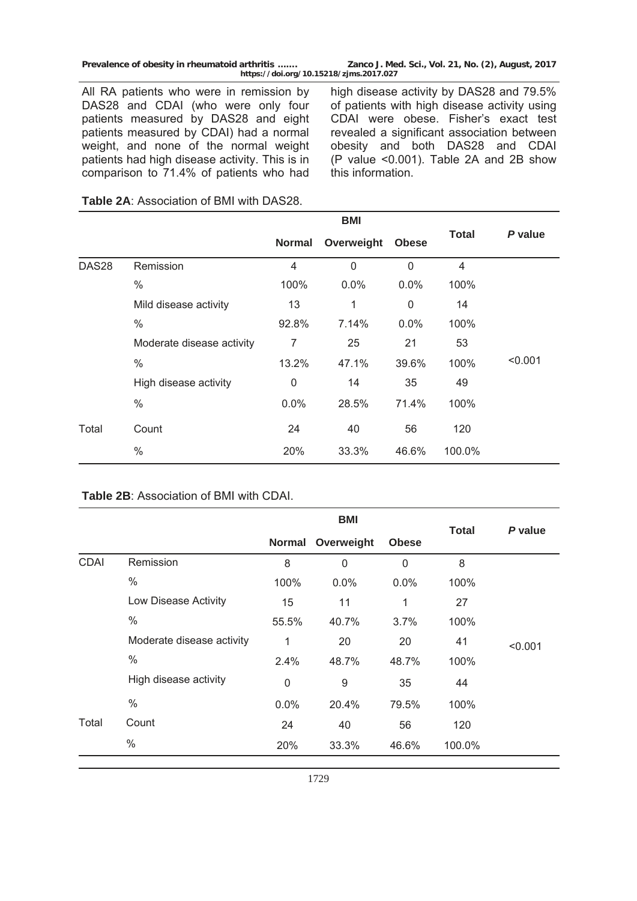All RA patients who were in remission by DAS28 and CDAI (who were only four patients measured by DAS28 and eight patients measured by CDAI) had a normal weight, and none of the normal weight patients had high disease activity. This is in comparison to 71.4% of patients who had high disease activity by DAS28 and 79.5% of patients with high disease activity using CDAI were obese. Fisher's exact test revealed a significant association between obesity and both DAS28 and CDAI (P value <0.001). Table 2A and 2B show this information.

**Table 2A**: Association of BMI with DAS28.

| | | BMI | | | Total | *P* value |
|---|---|---|---|---|---|---|
| | | Normal | Overweight | Obese | | |
| DAS28 | Remission | 4 | 0 | 0 | 4 | <0.001 |
| | % | 100% | 0.0% | 0.0% | 100% | |
| | Mild disease activity | 13 | 1 | 0 | 14 | |
| | % | 92.8% | 7.14% | 0.0% | 100% | |
| | Moderate disease activity | 7 | 25 | 21 | 53 | |
| | % | 13.2% | 47.1% | 39.6% | 100% | |
| | High disease activity | 0 | 14 | 35 | 49 | |
| | % | 0.0% | 28.5% | 71.4% | 100% | |
| Total | Count | 24 | 40 | 56 | 120 | |
| | % | 20% | 33.3% | 46.6% | 100.0% | |

**Table 2B**: Association of BMI with CDAI.

| | | BMI | | | Total | *P* value |
|---|---|---|---|---|---|---|
| | | Normal | Overweight | Obese | | |
| CDAI | Remission | 8 | 0 | 0 | 8 | <0.001 |
| | % | 100% | 0.0% | 0.0% | 100% | |
| | Low Disease Activity | 15 | 11 | 1 | 27 | |
| | % | 55.5% | 40.7% | 3.7% | 100% | |
| | Moderate disease activity | 1 | 20 | 20 | 41 | |
| | % | 2.4% | 48.7% | 48.7% | 100% | |
| | High disease activity | 0 | 9 | 35 | 44 | |
| | % | 0.0% | 20.4% | 79.5% | 100% | |
| Total | Count | 24 | 40 | 56 | 120 | |
| | % | 20% | 33.3% | 46.6% | 100.0% | |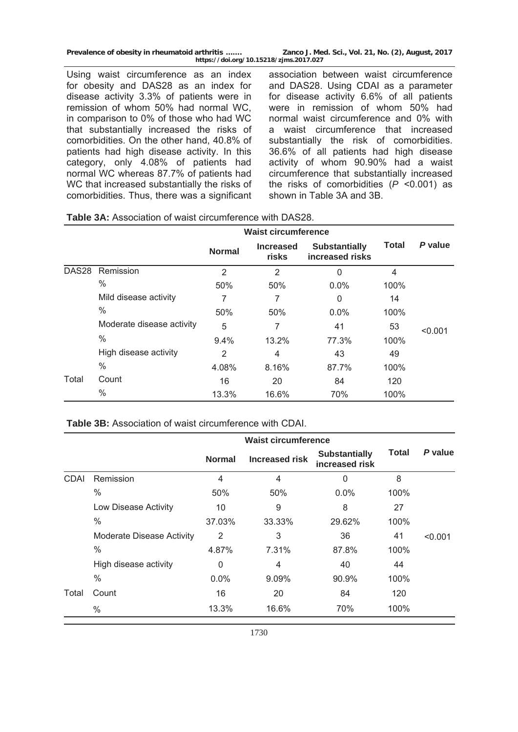Using waist circumference as an index for obesity and DAS28 as an index for disease activity 3.3% of patients were in remission of whom 50% had normal WC, in comparison to 0% of those who had WC that substantially increased the risks of comorbidities. On the other hand, 40.8% of patients had high disease activity. In this category, only 4.08% of patients had normal WC whereas 87.7% of patients had WC that increased substantially the risks of comorbidities. Thus, there was a significant association between waist circumference and DAS28. Using CDAI as a parameter for disease activity 6.6% of all patients were in remission of whom 50% had normal waist circumference and 0% with a waist circumference that increased substantially the risk of comorbidities. 36.6% of all patients had high disease activity of whom 90.90% had a waist circumference that substantially increased the risks of comorbidities (*P* <0.001) as shown in Table 3A and 3B.

**Table 3A:** Association of waist circumference with DAS28.

| | | Waist circumference | | | | |
|---|---|---|---|---|---|---|
| | | **Normal** | **Increased risks** | **Substantially increased risks** | **Total** | ***P* value** |
| DAS28 | Remission | 2 | 2 | 0 | 4 | <0.001 |
| | % | 50% | 50% | 0.0% | 100% | |
| | Mild disease activity | 7 | 7 | 0 | 14 | |
| | % | 50% | 50% | 0.0% | 100% | |
| | Moderate disease activity | 5 | 7 | 41 | 53 | |
| | % | 9.4% | 13.2% | 77.3% | 100% | |
| | High disease activity | 2 | 4 | 43 | 49 | |
| | % | 4.08% | 8.16% | 87.7% | 100% | |
| Total | Count | 16 | 20 | 84 | 120 | |
| | % | 13.3% | 16.6% | 70% | 100% | |

**Table 3B:** Association of waist circumference with CDAI.

| | | Waist circumference | | | | |
|---|---|---|---|---|---|---|
| | | **Normal** | **Increased risk** | **Substantially increased risk** | **Total** | ***P* value** |
| CDAI | Remission | 4 | 4 | 0 | 8 | <0.001 |
| | % | 50% | 50% | 0.0% | 100% | |
| | Low Disease Activity | 10 | 9 | 8 | 27 | |
| | % | 37.03% | 33.33% | 29.62% | 100% | |
| | Moderate Disease Activity | 2 | 3 | 36 | 41 | |
| | % | 4.87% | 7.31% | 87.8% | 100% | |
| | High disease activity | 0 | 4 | 40 | 44 | |
| | % | 0.0% | 9.09% | 90.9% | 100% | |
| Total | Count | 16 | 20 | 84 | 120 | |
| | % | 13.3% | 16.6% | 70% | 100% | |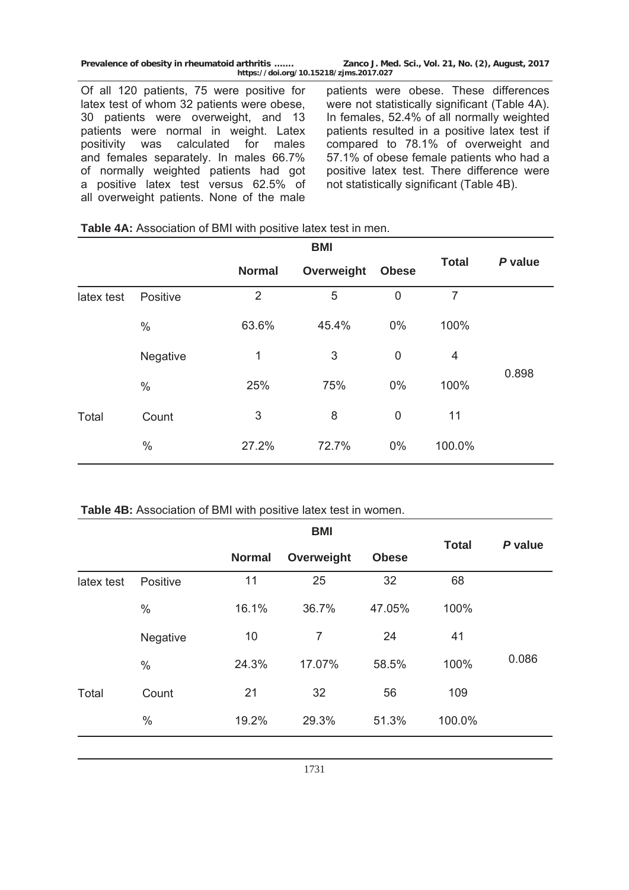Of all 120 patients, 75 were positive for latex test of whom 32 patients were obese, 30 patients were overweight, and 13 patients were normal in weight. Latex positivity was calculated for males and females separately. In males 66.7% of normally weighted patients had got a positive latex test versus 62.5% of all overweight patients. None of the male patients were obese. These differences were not statistically significant (Table 4A). In females, 52.4% of all normally weighted patients resulted in a positive latex test if compared to 78.1% of overweight and 57.1% of obese female patients who had a positive latex test. There difference were not statistically significant (Table 4B).

**Table 4A:** Association of BMI with positive latex test in men.

| | | BMI | | | Total | *P* value |
|---|---|---|---|---|---|---|
| | | Normal | Overweight | Obese | | |
| latex test | Positive | 2 | 5 | 0 | 7 | 0.898 |
| | % | 63.6% | 45.4% | 0% | 100% | |
| | Negative | 1 | 3 | 0 | 4 | |
| | % | 25% | 75% | 0% | 100% | |
| Total | Count | 3 | 8 | 0 | 11 | |
| | % | 27.2% | 72.7% | 0% | 100.0% | |

**Table 4B:** Association of BMI with positive latex test in women.

| | | BMI | | | Total | *P* value |
|---|---|---|---|---|---|---|
| | | Normal | Overweight | Obese | | |
| latex test | Positive | 11 | 25 | 32 | 68 | 0.086 |
| | % | 16.1% | 36.7% | 47.05% | 100% | |
| | Negative | 10 | 7 | 24 | 41 | |
| | % | 24.3% | 17.07% | 58.5% | 100% | |
| Total | Count | 21 | 32 | 56 | 109 | |
| | % | 19.2% | 29.3% | 51.3% | 100.0% | |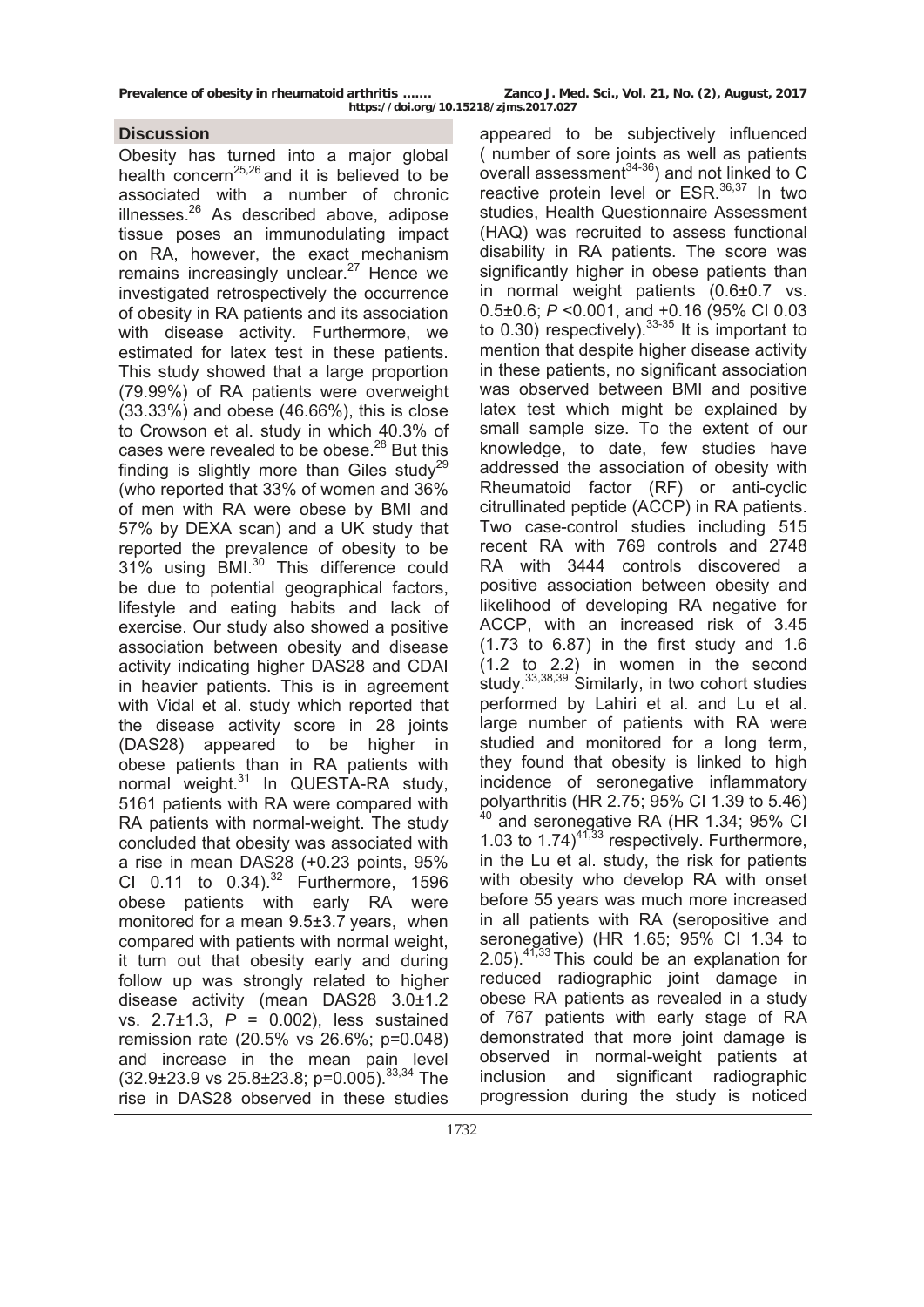## Discussion

Obesity has turned into a major global health concern[25,26] and it is believed to be associated with a number of chronic illnesses.[26] As described above, adipose tissue poses an immunodulating impact on RA, however, the exact mechanism remains increasingly unclear.[27] Hence we investigated retrospectively the occurrence of obesity in RA patients and its association with disease activity. Furthermore, we estimated for latex test in these patients. This study showed that a large proportion (79.99%) of RA patients were overweight (33.33%) and obese (46.66%), this is close to Crowson et al. study in which 40.3% of cases were revealed to be obese.[28] But this finding is slightly more than Giles study[29] (who reported that 33% of women and 36% of men with RA were obese by BMI and 57% by DEXA scan) and a UK study that reported the prevalence of obesity to be 31% using BMI.[30] This difference could be due to potential geographical factors, lifestyle and eating habits and lack of exercise. Our study also showed a positive association between obesity and disease activity indicating higher DAS28 and CDAI in heavier patients. This is in agreement with Vidal et al. study which reported that the disease activity score in 28 joints (DAS28) appeared to be higher in obese patients than in RA patients with normal weight.[31] In QUESTA-RA study, 5161 patients with RA were compared with RA patients with normal-weight. The study concluded that obesity was associated with a rise in mean DAS28 (+0.23 points, 95% CI 0.11 to 0.34).[32] Furthermore, 1596 obese patients with early RA were monitored for a mean 9.5±3.7 years, when compared with patients with normal weight, it turn out that obesity early and during follow up was strongly related to higher disease activity (mean DAS28 3.0±1.2 vs. 2.7±1.3, $P = 0.002$), less sustained remission rate (20.5% vs 26.6%; p=0.048) and increase in the mean pain level (32.9±23.9 vs 25.8±23.8; p=0.005).[33,34] The rise in DAS28 observed in these studies appeared to be subjectively influenced ( number of sore joints as well as patients overall assessment[34-36]) and not linked to C reactive protein level or ESR.[36,37] In two studies, Health Questionnaire Assessment (HAQ) was recruited to assess functional disability in RA patients. The score was significantly higher in obese patients than in normal weight patients (0.6±0.7 vs. 0.5±0.6; $P < 0.001$, and +0.16 (95% CI 0.03 to 0.30) respectively).[33-35] It is important to mention that despite higher disease activity in these patients, no significant association was observed between BMI and positive latex test which might be explained by small sample size. To the extent of our knowledge, to date, few studies have addressed the association of obesity with Rheumatoid factor (RF) or anti-cyclic citrullinated peptide (ACCP) in RA patients. Two case-control studies including 515 recent RA with 769 controls and 2748 RA with 3444 controls discovered a positive association between obesity and likelihood of developing RA negative for ACCP, with an increased risk of 3.45 (1.73 to 6.87) in the first study and 1.6 (1.2 to 2.2) in women in the second study.[33,38,39] Similarly, in two cohort studies performed by Lahiri et al. and Lu et al. large number of patients with RA were studied and monitored for a long term, they found that obesity is linked to high incidence of seronegative inflammatory polyarthritis (HR 2.75; 95% CI 1.39 to 5.46)[40] and seronegative RA (HR 1.34; 95% CI 1.03 to 1.74)[41,33] respectively. Furthermore, in the Lu et al. study, the risk for patients with obesity who develop RA with onset before 55 years was much more increased in all patients with RA (seropositive and seronegative) (HR 1.65; 95% CI 1.34 to 2.05).[41,33] This could be an explanation for reduced radiographic joint damage in obese RA patients as revealed in a study of 767 patients with early stage of RA demonstrated that more joint damage is observed in normal-weight patients at inclusion and significant radiographic progression during the study is noticed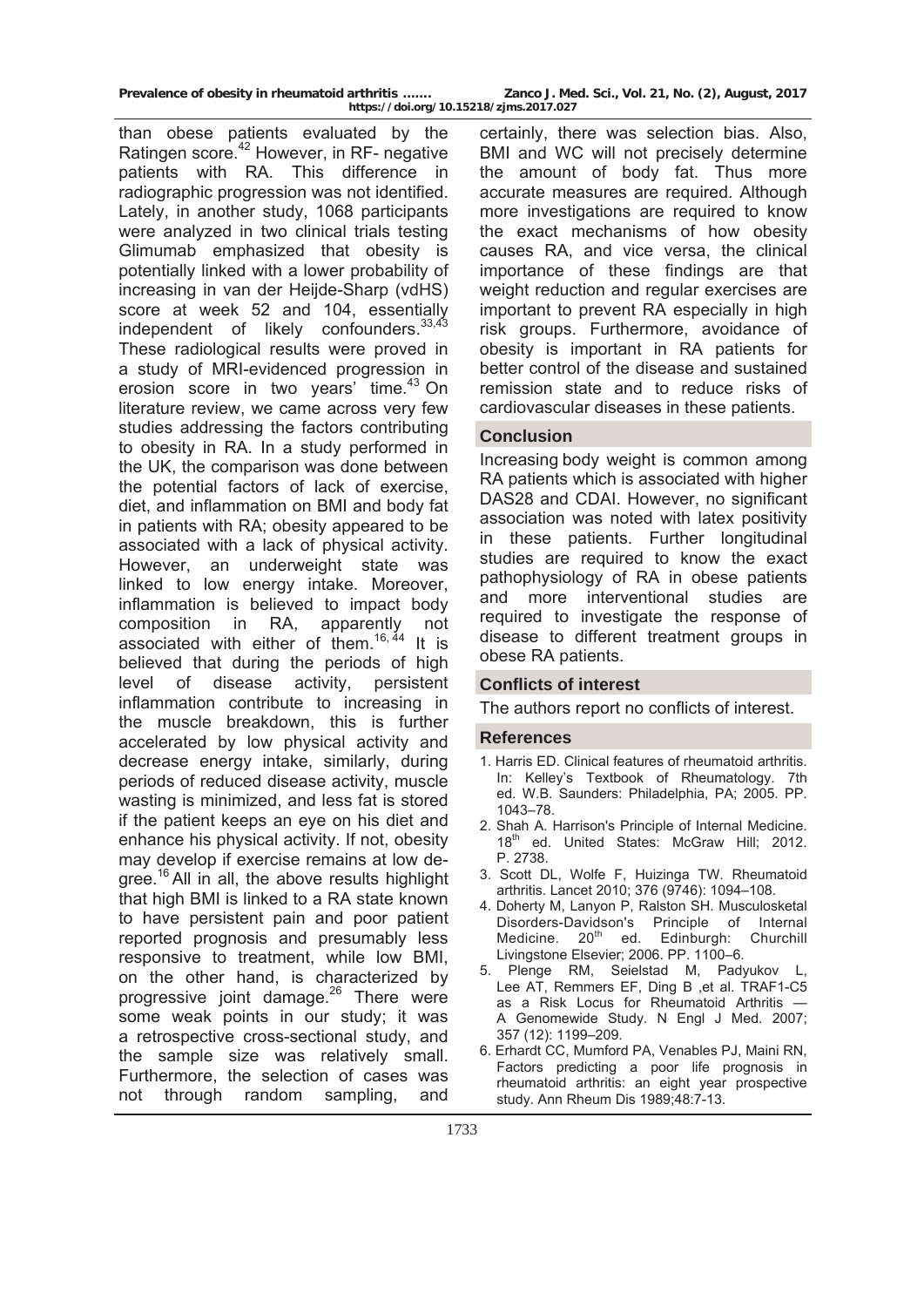than obese patients evaluated by the Ratingen score.[42] However, in RF- negative patients with RA. This difference in radiographic progression was not identified. Lately, in another study, 1068 participants were analyzed in two clinical trials testing Glimumab emphasized that obesity is potentially linked with a lower probability of increasing in van der Heijde-Sharp (vdHS) score at week 52 and 104, essentially independent of likely confounders.[33,43] These radiological results were proved in a study of MRI-evidenced progression in erosion score in two years' time.[43] On literature review, we came across very few studies addressing the factors contributing to obesity in RA. In a study performed in the UK, the comparison was done between the potential factors of lack of exercise, diet, and inflammation on BMI and body fat in patients with RA; obesity appeared to be associated with a lack of physical activity. However, an underweight state was linked to low energy intake. Moreover, inflammation is believed to impact body composition in RA, apparently not associated with either of them.[16, 44] It is believed that during the periods of high level of disease activity, persistent inflammation contribute to increasing in the muscle breakdown, this is further accelerated by low physical activity and decrease energy intake, similarly, during periods of reduced disease activity, muscle wasting is minimized, and less fat is stored if the patient keeps an eye on his diet and enhance his physical activity. If not, obesity may develop if exercise remains at low degree.[16] All in all, the above results highlight that high BMI is linked to a RA state known to have persistent pain and poor patient reported prognosis and presumably less responsive to treatment, while low BMI, on the other hand, is characterized by progressive joint damage.[26] There were some weak points in our study; it was a retrospective cross-sectional study, and the sample size was relatively small. Furthermore, the selection of cases was not through random sampling, and certainly, there was selection bias. Also, BMI and WC will not precisely determine the amount of body fat. Thus more accurate measures are required. Although more investigations are required to know the exact mechanisms of how obesity causes RA, and vice versa, the clinical importance of these findings are that weight reduction and regular exercises are important to prevent RA especially in high risk groups. Furthermore, avoidance of obesity is important in RA patients for better control of the disease and sustained remission state and to reduce risks of cardiovascular diseases in these patients.

## Conclusion

Increasing body weight is common among RA patients which is associated with higher DAS28 and CDAI. However, no significant association was noted with latex positivity in these patients. Further longitudinal studies are required to know the exact pathophysiology of RA in obese patients and more interventional studies are required to investigate the response of disease to different treatment groups in obese RA patients.

## Conflicts of interest

The authors report no conflicts of interest.

## References

1. Harris ED. Clinical features of rheumatoid arthritis. In: Kelley's Textbook of Rheumatology. 7th ed. W.B. Saunders: Philadelphia, PA; 2005. PP. 1043–78.
2. Shah A. Harrison's Principle of Internal Medicine. 18th ed. United States: McGraw Hill; 2012. P. 2738.
3. Scott DL, Wolfe F, Huizinga TW. Rheumatoid arthritis. Lancet 2010; 376 (9746): 1094–108.
4. Doherty M, Lanyon P, Ralston SH. Musculosketal Disorders-Davidson's Principle of Internal Medicine. 20th ed. Edinburgh: Churchill Livingstone Elsevier; 2006. PP. 1100–6.
5. Plenge RM, Seielstad M, Padyukov L, Lee AT, Remmers EF, Ding B ,et al. TRAF1-C5 as a Risk Locus for Rheumatoid Arthritis — A Genomewide Study. N Engl J Med. 2007; 357 (12): 1199–209.
6. Erhardt CC, Mumford PA, Venables PJ, Maini RN, Factors predicting a poor life prognosis in rheumatoid arthritis: an eight year prospective study. Ann Rheum Dis 1989;48:7-13.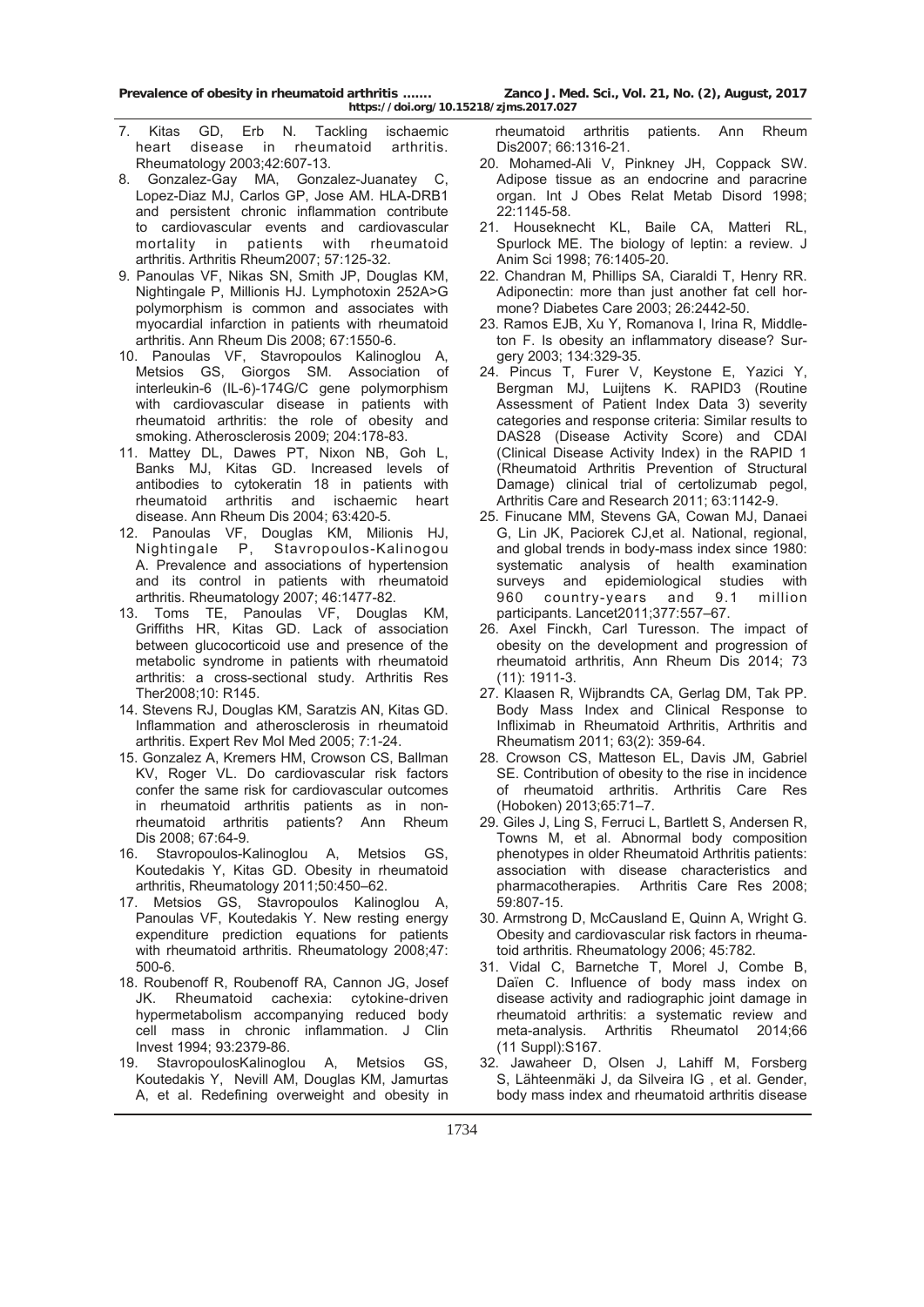7. Kitas GD, Erb N. Tackling ischaemic heart disease in rheumatoid arthritis. Rheumatology 2003;42:607-13.
8. Gonzalez-Gay MA, Gonzalez-Juanatey C, Lopez-Diaz MJ, Carlos GP, Jose AM. HLA-DRB1 and persistent chronic inflammation contribute to cardiovascular events and cardiovascular mortality in patients with rheumatoid arthritis. Arthritis Rheum2007; 57:125-32.
9. Panoulas VF, Nikas SN, Smith JP, Douglas KM, Nightingale P, Millionis HJ. Lymphotoxin 252A>G polymorphism is common and associates with myocardial infarction in patients with rheumatoid arthritis. Ann Rheum Dis 2008; 67:1550-6.
10. Panoulas VF, Stavropoulos Kalinoglou A, Metsios GS, Giorgos SM. Association of interleukin-6 (IL-6)-174G/C gene polymorphism with cardiovascular disease in patients with rheumatoid arthritis: the role of obesity and smoking. Atherosclerosis 2009; 204:178-83.
11. Mattey DL, Dawes PT, Nixon NB, Goh L, Banks MJ, Kitas GD. Increased levels of antibodies to cytokeratin 18 in patients with rheumatoid arthritis and ischaemic heart disease. Ann Rheum Dis 2004; 63:420-5.
12. Panoulas VF, Douglas KM, Milionis HJ, Nightingale P, Stavropoulos-Kalinogou A. Prevalence and associations of hypertension and its control in patients with rheumatoid arthritis. Rheumatology 2007; 46:1477-82.
13. Toms TE, Panoulas VF, Douglas KM, Griffiths HR, Kitas GD. Lack of association between glucocorticoid use and presence of the metabolic syndrome in patients with rheumatoid arthritis: a cross-sectional study. Arthritis Res Ther2008;10: R145.
14. Stevens RJ, Douglas KM, Saratzis AN, Kitas GD. Inflammation and atherosclerosis in rheumatoid arthritis. Expert Rev Mol Med 2005; 7:1-24.
15. Gonzalez A, Kremers HM, Crowson CS, Ballman KV, Roger VL. Do cardiovascular risk factors confer the same risk for cardiovascular outcomes in rheumatoid arthritis patients as in non-rheumatoid arthritis patients? Ann Rheum Dis 2008; 67:64-9.
16. Stavropoulos-Kalinoglou A, Metsios GS, Koutedakis Y, Kitas GD. Obesity in rheumatoid arthritis, Rheumatology 2011;50:450–62.
17. Metsios GS, Stavropoulos Kalinoglou A, Panoulas VF, Koutedakis Y. New resting energy expenditure prediction equations for patients with rheumatoid arthritis. Rheumatology 2008;47: 500-6.
18. Roubenoff R, Roubenoff RA, Cannon JG, Josef JK. Rheumatoid cachexia: cytokine-driven hypermetabolism accompanying reduced body cell mass in chronic inflammation. J Clin Invest 1994; 93:2379-86.
19. StavropoulosKalinoglou A, Metsios GS, Koutedakis Y, Nevill AM, Douglas KM, Jamurtas A, et al. Redefining overweight and obesity in rheumatoid arthritis patients. Ann Rheum Dis2007; 66:1316-21.
20. Mohamed-Ali V, Pinkney JH, Coppack SW. Adipose tissue as an endocrine and paracrine organ. Int J Obes Relat Metab Disord 1998; 22:1145-58.
21. Houseknecht KL, Baile CA, Matteri RL, Spurlock ME. The biology of leptin: a review. J Anim Sci 1998; 76:1405-20.
22. Chandran M, Phillips SA, Ciaraldi T, Henry RR. Adiponectin: more than just another fat cell hormone? Diabetes Care 2003; 26:2442-50.
23. Ramos EJB, Xu Y, Romanova I, Irina R, Middleton F. Is obesity an inflammatory disease? Surgery 2003; 134:329-35.
24. Pincus T, Furer V, Keystone E, Yazici Y, Bergman MJ, Luijtens K. RAPID3 (Routine Assessment of Patient Index Data 3) severity categories and response criteria: Similar results to DAS28 (Disease Activity Score) and CDAI (Clinical Disease Activity Index) in the RAPID 1 (Rheumatoid Arthritis Prevention of Structural Damage) clinical trial of certolizumab pegol, Arthritis Care and Research 2011; 63:1142-9.
25. Finucane MM, Stevens GA, Cowan MJ, Danaei G, Lin JK, Paciorek CJ,et al. National, regional, and global trends in body-mass index since 1980: systematic analysis of health examination surveys and epidemiological studies with 960 country-years and 9.1 million participants. Lancet2011;377:557–67.
26. Axel Finckh, Carl Turesson. The impact of obesity on the development and progression of rheumatoid arthritis, Ann Rheum Dis 2014; 73 (11): 1911-3.
27. Klaasen R, Wijbrandts CA, Gerlag DM, Tak PP. Body Mass Index and Clinical Response to Infliximab in Rheumatoid Arthritis, Arthritis and Rheumatism 2011; 63(2): 359-64.
28. Crowson CS, Matteson EL, Davis JM, Gabriel SE. Contribution of obesity to the rise in incidence of rheumatoid arthritis. Arthritis Care Res (Hoboken) 2013;65:71–7.
29. Giles J, Ling S, Ferruci L, Bartlett S, Andersen R, Towns M, et al. Abnormal body composition phenotypes in older Rheumatoid Arthritis patients: association with disease characteristics and pharmacotherapies. Arthritis Care Res 2008; 59:807-15.
30. Armstrong D, McCausland E, Quinn A, Wright G. Obesity and cardiovascular risk factors in rheumatoid arthritis. Rheumatology 2006; 45:782.
31. Vidal C, Barnetche T, Morel J, Combe B, Daïen C. Influence of body mass index on disease activity and radiographic joint damage in rheumatoid arthritis: a systematic review and meta-analysis. Arthritis Rheumatol 2014;66 (11 Suppl):S167.
32. Jawaheer D, Olsen J, Lahiff M, Forsberg S, Lähteenmäki J, da Silveira IG , et al. Gender, body mass index and rheumatoid arthritis disease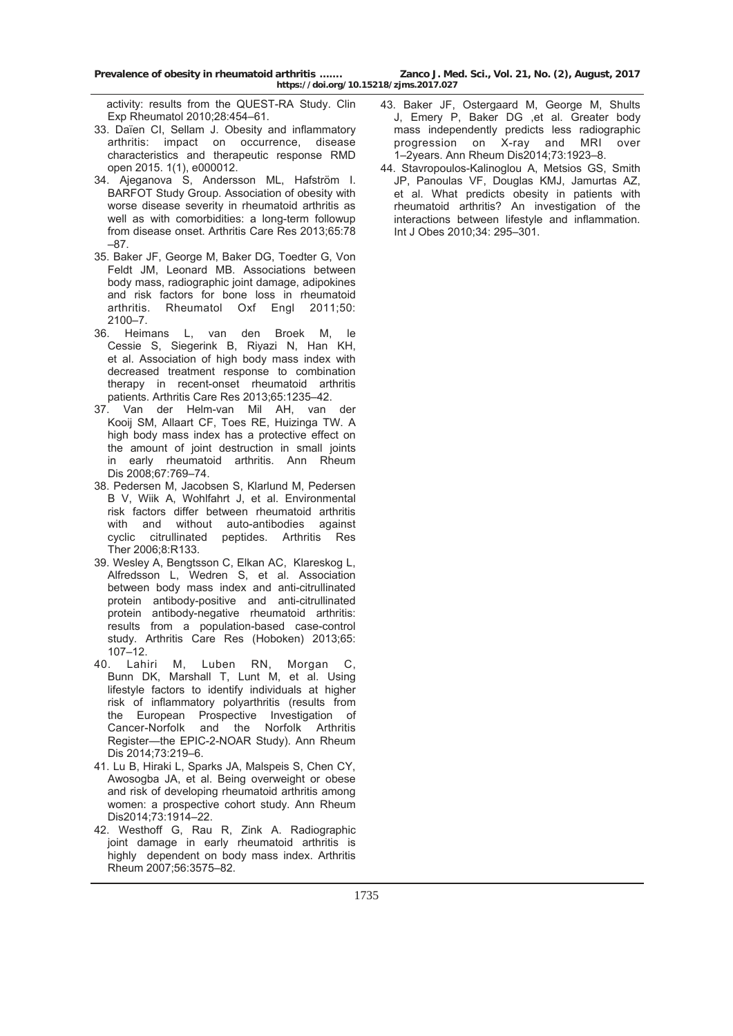activity: results from the QUEST-RA Study. Clin Exp Rheumatol 2010;28:454–61.

33. Daïen CI, Sellam J. Obesity and inflammatory arthritis: impact on occurrence, disease characteristics and therapeutic response RMD open 2015. 1(1), e000012.
34. Ajeganova S, Andersson ML, Hafström I. BARFOT Study Group. Association of obesity with worse disease severity in rheumatoid arthritis as well as with comorbidities: a long-term followup from disease onset. Arthritis Care Res 2013;65:78–87.
35. Baker JF, George M, Baker DG, Toedter G, Von Feldt JM, Leonard MB. Associations between body mass, radiographic joint damage, adipokines and risk factors for bone loss in rheumatoid arthritis. Rheumatol Oxf Engl 2011;50: 2100–7.
36. Heimans L, van den Broek M, le Cessie S, Siegerink B, Riyazi N, Han KH, et al. Association of high body mass index with decreased treatment response to combination therapy in recent-onset rheumatoid arthritis patients. Arthritis Care Res 2013;65:1235–42.
37. Van der Helm-van Mil AH, van der Kooij SM, Allaart CF, Toes RE, Huizinga TW. A high body mass index has a protective effect on the amount of joint destruction in small joints in early rheumatoid arthritis. Ann Rheum Dis 2008;67:769–74.
38. Pedersen M, Jacobsen S, Klarlund M, Pedersen B V, Wiik A, Wohlfahrt J, et al. Environmental risk factors differ between rheumatoid arthritis with and without auto-antibodies against cyclic citrullinated peptides. Arthritis Res Ther 2006;8:R133.
39. Wesley A, Bengtsson C, Elkan AC, Klareskog L, Alfredsson L, Wedren S, et al. Association between body mass index and anti-citrullinated protein antibody-positive and anti-citrullinated protein antibody-negative rheumatoid arthritis: results from a population-based case-control study. Arthritis Care Res (Hoboken) 2013;65: 107–12.
40. Lahiri M, Luben RN, Morgan C, Bunn DK, Marshall T, Lunt M, et al. Using lifestyle factors to identify individuals at higher risk of inflammatory polyarthritis (results from the European Prospective Investigation of Cancer-Norfolk and the Norfolk Arthritis Register—the EPIC-2-NOAR Study). Ann Rheum Dis 2014;73:219–6.
41. Lu B, Hiraki L, Sparks JA, Malspeis S, Chen CY, Awosogba JA, et al. Being overweight or obese and risk of developing rheumatoid arthritis among women: a prospective cohort study. Ann Rheum Dis2014;73:1914–22.
42. Westhoff G, Rau R, Zink A. Radiographic joint damage in early rheumatoid arthritis is highly dependent on body mass index. Arthritis Rheum 2007;56:3575–82.
43. Baker JF, Ostergaard M, George M, Shults J, Emery P, Baker DG ,et al. Greater body mass independently predicts less radiographic progression on X-ray and MRI over 1–2years. Ann Rheum Dis2014;73:1923–8.
44. Stavropoulos-Kalinoglou A, Metsios GS, Smith JP, Panoulas VF, Douglas KMJ, Jamurtas AZ, et al. What predicts obesity in patients with rheumatoid arthritis? An investigation of the interactions between lifestyle and inflammation. Int J Obes 2010;34: 295–301.